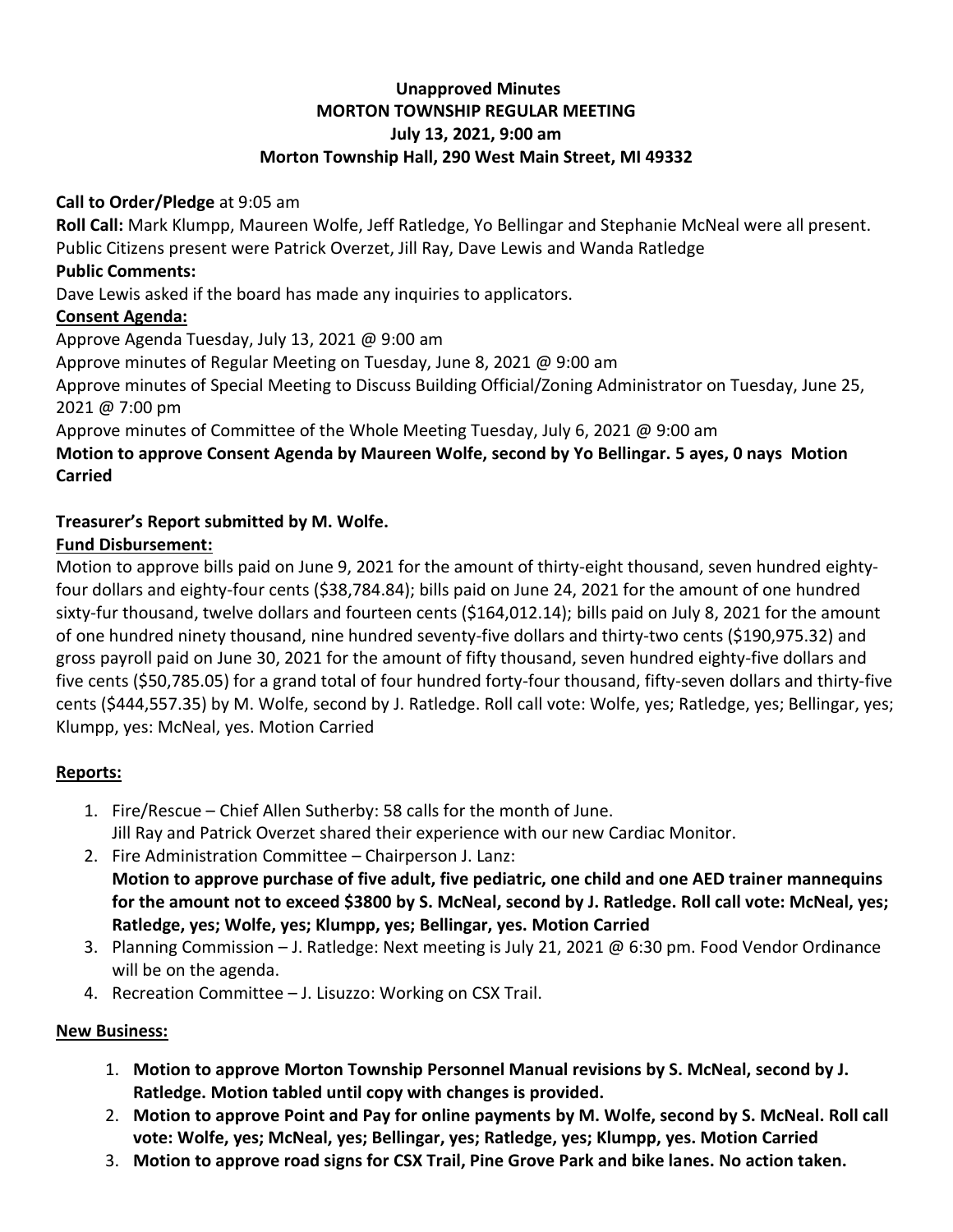**Unapproved Minutes**
**MORTON TOWNSHIP REGULAR MEETING**
**July 13, 2021, 9:00 am**
**Morton Township Hall, 290 West Main Street, MI 49332**

**Call to Order/Pledge** at 9:05 am

**Roll Call:** Mark Klumpp, Maureen Wolfe, Jeff Ratledge, Yo Bellingar and Stephanie McNeal were all present. Public Citizens present were Patrick Overzet, Jill Ray, Dave Lewis and Wanda Ratledge

**Public Comments:**

Dave Lewis asked if the board has made any inquiries to applicators.

**Consent Agenda:**

Approve Agenda Tuesday, July 13, 2021 @ 9:00 am

Approve minutes of Regular Meeting on Tuesday, June 8, 2021 @ 9:00 am

Approve minutes of Special Meeting to Discuss Building Official/Zoning Administrator on Tuesday, June 25, 2021 @ 7:00 pm

Approve minutes of Committee of the Whole Meeting Tuesday, July 6, 2021 @ 9:00 am

**Motion to approve Consent Agenda by Maureen Wolfe, second by Yo Bellingar. 5 ayes, 0 nays Motion Carried**

**Treasurer's Report submitted by M. Wolfe.**

**Fund Disbursement:**

Motion to approve bills paid on June 9, 2021 for the amount of thirty-eight thousand, seven hundred eighty-four dollars and eighty-four cents ($38,784.84); bills paid on June 24, 2021 for the amount of one hundred sixty-fur thousand, twelve dollars and fourteen cents ($164,012.14); bills paid on July 8, 2021 for the amount of one hundred ninety thousand, nine hundred seventy-five dollars and thirty-two cents ($190,975.32) and gross payroll paid on June 30, 2021 for the amount of fifty thousand, seven hundred eighty-five dollars and five cents ($50,785.05) for a grand total of four hundred forty-four thousand, fifty-seven dollars and thirty-five cents ($444,557.35) by M. Wolfe, second by J. Ratledge. Roll call vote: Wolfe, yes; Ratledge, yes; Bellingar, yes; Klumpp, yes: McNeal, yes. Motion Carried

**Reports:**

1. Fire/Rescue – Chief Allen Sutherby: 58 calls for the month of June.
   Jill Ray and Patrick Overzet shared their experience with our new Cardiac Monitor.
2. Fire Administration Committee – Chairperson J. Lanz:
   **Motion to approve purchase of five adult, five pediatric, one child and one AED trainer mannequins for the amount not to exceed $3800 by S. McNeal, second by J. Ratledge. Roll call vote: McNeal, yes; Ratledge, yes; Wolfe, yes; Klumpp, yes; Bellingar, yes. Motion Carried**
3. Planning Commission – J. Ratledge: Next meeting is July 21, 2021 @ 6:30 pm. Food Vendor Ordinance will be on the agenda.
4. Recreation Committee – J. Lisuzzo: Working on CSX Trail.

**New Business:**

1. **Motion to approve Morton Township Personnel Manual revisions by S. McNeal, second by J. Ratledge. Motion tabled until copy with changes is provided.**
2. **Motion to approve Point and Pay for online payments by M. Wolfe, second by S. McNeal. Roll call vote: Wolfe, yes; McNeal, yes; Bellingar, yes; Ratledge, yes; Klumpp, yes. Motion Carried**
3. **Motion to approve road signs for CSX Trail, Pine Grove Park and bike lanes. No action taken.**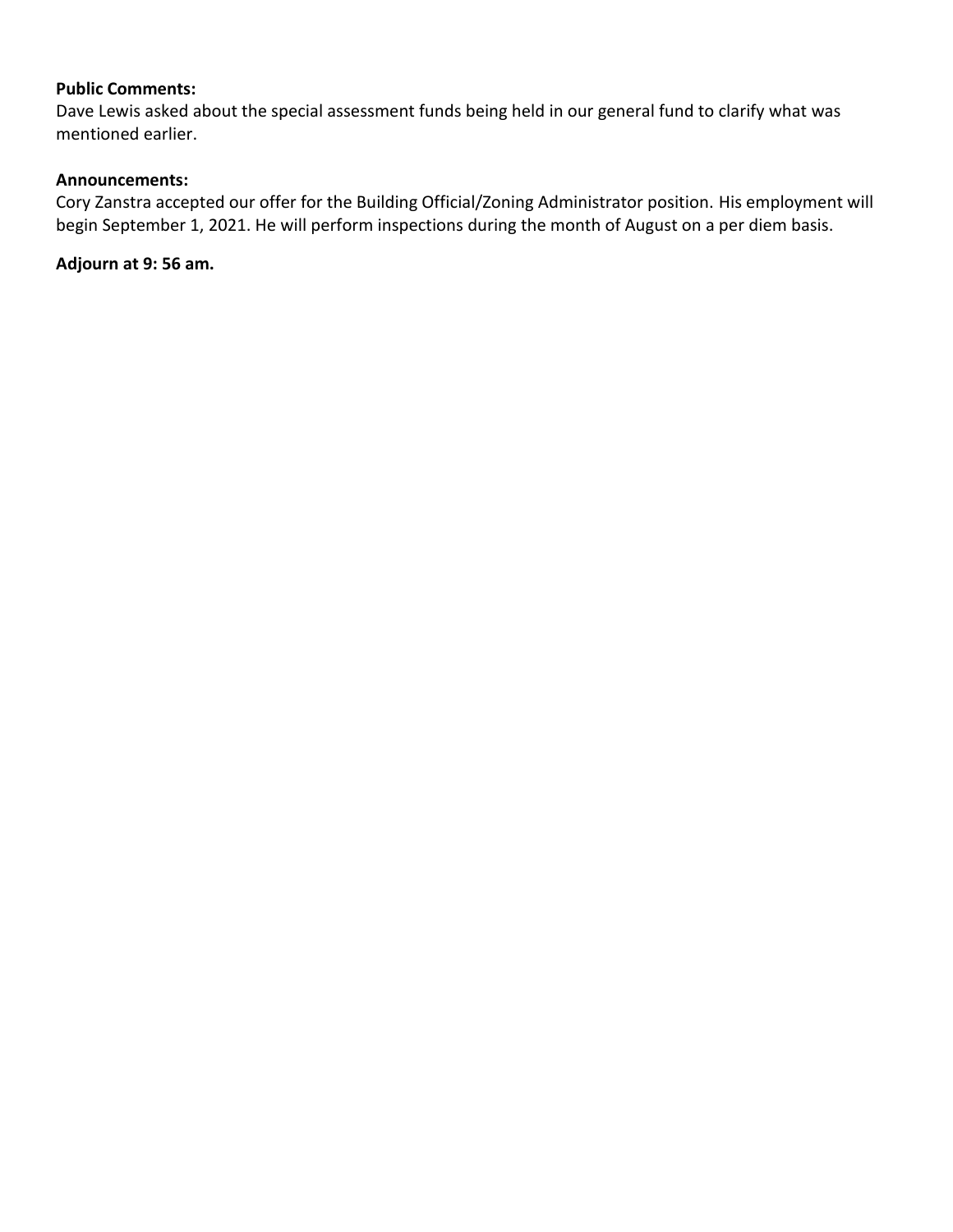**Public Comments:**
Dave Lewis asked about the special assessment funds being held in our general fund to clarify what was mentioned earlier.

**Announcements:**
Cory Zanstra accepted our offer for the Building Official/Zoning Administrator position. His employment will begin September 1, 2021. He will perform inspections during the month of August on a per diem basis.

**Adjourn at 9: 56 am.**